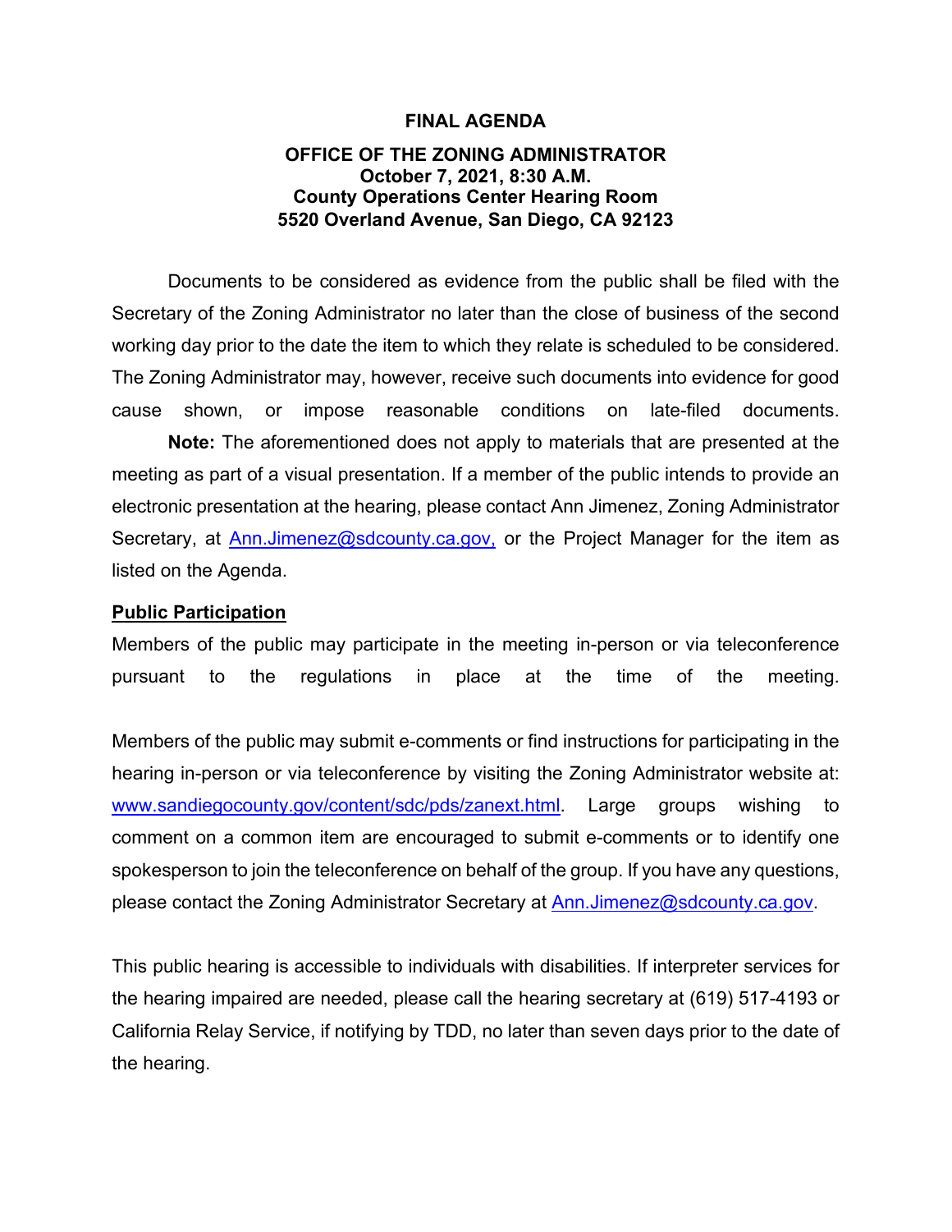# FINAL AGENDA

## OFFICE OF THE ZONING ADMINISTRATOR
**October 7, 2021, 8:30 A.M.**
**County Operations Center Hearing Room**
**5520 Overland Avenue, San Diego, CA 92123**

Documents to be considered as evidence from the public shall be filed with the Secretary of the Zoning Administrator no later than the close of business of the second working day prior to the date the item to which they relate is scheduled to be considered. The Zoning Administrator may, however, receive such documents into evidence for good cause shown, or impose reasonable conditions on late-filed documents.

**Note:** The aforementioned does not apply to materials that are presented at the meeting as part of a visual presentation. If a member of the public intends to provide an electronic presentation at the hearing, please contact Ann Jimenez, Zoning Administrator Secretary, at Ann.Jimenez@sdcounty.ca.gov, or the Project Manager for the item as listed on the Agenda.

**Public Participation**

Members of the public may participate in the meeting in-person or via teleconference pursuant to the regulations in place at the time of the meeting.

Members of the public may submit e-comments or find instructions for participating in the hearing in-person or via teleconference by visiting the Zoning Administrator website at: www.sandiegocounty.gov/content/sdc/pds/zanext.html. Large groups wishing to comment on a common item are encouraged to submit e-comments or to identify one spokesperson to join the teleconference on behalf of the group. If you have any questions, please contact the Zoning Administrator Secretary at Ann.Jimenez@sdcounty.ca.gov.

This public hearing is accessible to individuals with disabilities. If interpreter services for the hearing impaired are needed, please call the hearing secretary at (619) 517-4193 or California Relay Service, if notifying by TDD, no later than seven days prior to the date of the hearing.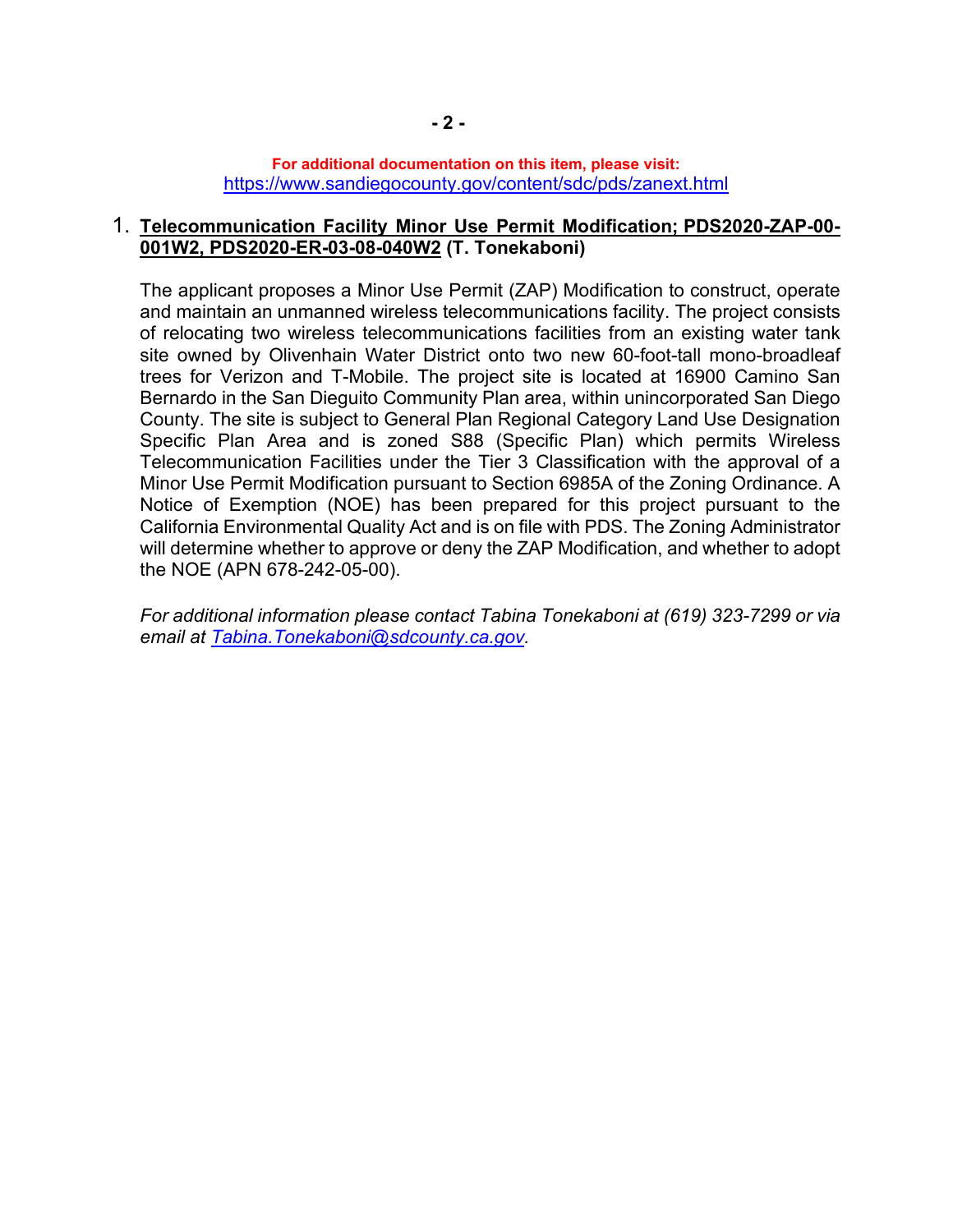**For additional documentation on this item, please visit:**
https://www.sandiegocounty.gov/content/sdc/pds/zanext.html

1. **Telecommunication Facility Minor Use Permit Modification; PDS2020-ZAP-00-001W2, PDS2020-ER-03-08-040W2 (T. Tonekaboni)**

   The applicant proposes a Minor Use Permit (ZAP) Modification to construct, operate and maintain an unmanned wireless telecommunications facility. The project consists of relocating two wireless telecommunications facilities from an existing water tank site owned by Olivenhain Water District onto two new 60-foot-tall mono-broadleaf trees for Verizon and T-Mobile. The project site is located at 16900 Camino San Bernardo in the San Dieguito Community Plan area, within unincorporated San Diego County. The site is subject to General Plan Regional Category Land Use Designation Specific Plan Area and is zoned S88 (Specific Plan) which permits Wireless Telecommunication Facilities under the Tier 3 Classification with the approval of a Minor Use Permit Modification pursuant to Section 6985A of the Zoning Ordinance. A Notice of Exemption (NOE) has been prepared for this project pursuant to the California Environmental Quality Act and is on file with PDS. The Zoning Administrator will determine whether to approve or deny the ZAP Modification, and whether to adopt the NOE (APN 678-242-05-00).

   *For additional information please contact Tabina Tonekaboni at (619) 323-7299 or via email at Tabina.Tonekaboni@sdcounty.ca.gov.*